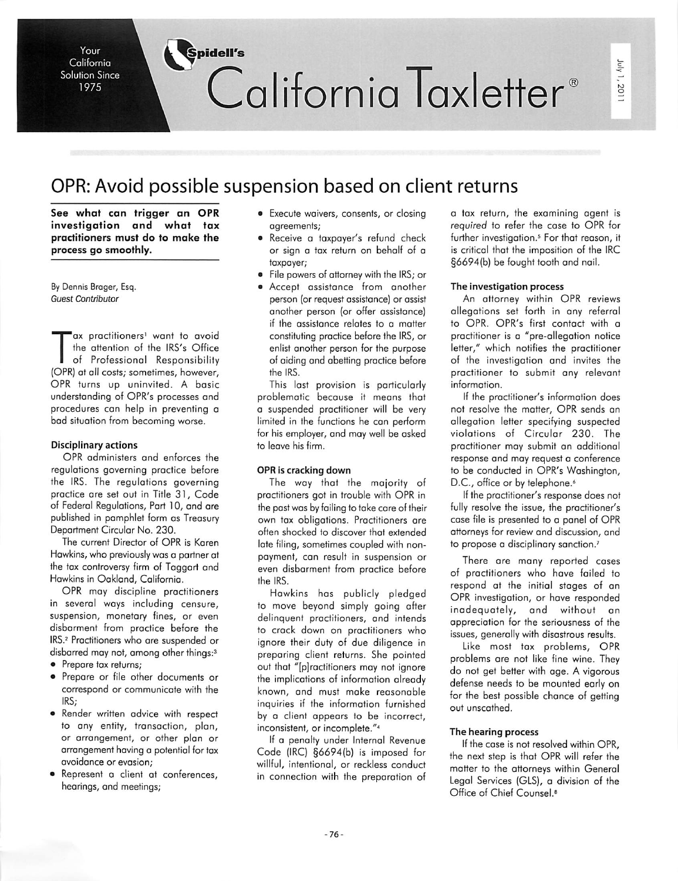# OPR: Avoid possible suspension based on client returns

**See what can trigger an OPR investigation and what tax practitioners must do to make the process go smoothly.**

By Dennis Brager, Esq.
*Guest Contributor*

Tax practitioners[1] want to avoid the attention of the IRS's Office of Professional Responsibility (OPR) at all costs; sometimes, however, OPR turns up uninvited. A basic understanding of OPR's processes and procedures can help in preventing a bad situation from becoming worse.

### Disciplinary actions

OPR administers and enforces the regulations governing practice before the IRS. The regulations governing practice are set out in Title 31, Code of Federal Regulations, Part 10, and are published in pamphlet form as Treasury Department Circular No. 230.

The current Director of OPR is Karen Hawkins, who previously was a partner at the tax controversy firm of Taggart and Hawkins in Oakland, California.

OPR may discipline practitioners in several ways including censure, suspension, monetary fines, or even disbarment from practice before the IRS.[2] Practitioners who are suspended or disbarred may not, among other things:[3]

- Prepare tax returns;
- Prepare or file other documents or correspond or communicate with the IRS;
- Render written advice with respect to any entity, transaction, plan, or arrangement, or other plan or arrangement having a potential for tax avoidance or evasion;
- Represent a client at conferences, hearings, and meetings;
- Execute waivers, consents, or closing agreements;
- Receive a taxpayer's refund check or sign a tax return on behalf of a taxpayer;
- File powers of attorney with the IRS; or
- Accept assistance from another person (or request assistance) or assist another person (or offer assistance) if the assistance relates to a matter constituting practice before the IRS, or enlist another person for the purpose of aiding and abetting practice before the IRS.

This last provision is particularly problematic because it means that a suspended practitioner will be very limited in the functions he can perform for his employer, and may well be asked to leave his firm.

### OPR is cracking down

The way that the majority of practitioners got in trouble with OPR in the past was by failing to take care of their own tax obligations. Practitioners are often shocked to discover that extended late filing, sometimes coupled with non-payment, can result in suspension or even disbarment from practice before the IRS.

Hawkins has publicly pledged to move beyond simply going after delinquent practitioners, and intends to crack down on practitioners who ignore their duty of due diligence in preparing client returns. She pointed out that "[p]ractitioners may not ignore the implications of information already known, and must make reasonable inquiries if the information furnished by a client appears to be incorrect, inconsistent, or incomplete."[4]

If a penalty under Internal Revenue Code (IRC) §6694(b) is imposed for willful, intentional, or reckless conduct in connection with the preparation of a tax return, the examining agent is *required* to refer the case to OPR for further investigation.[5] For that reason, it is critical that the imposition of the IRC §6694(b) be fought tooth and nail.

### The investigation process

An attorney within OPR reviews allegations set forth in any referral to OPR. OPR's first contact with a practitioner is a "pre-allegation notice letter," which notifies the practitioner of the investigation and invites the practitioner to submit any relevant information.

If the practitioner's information does not resolve the matter, OPR sends an allegation letter specifying suspected violations of Circular 230. The practitioner may submit an additional response and may request a conference to be conducted in OPR's Washington, D.C., office or by telephone.[6]

If the practitioner's response does not fully resolve the issue, the practitioner's case file is presented to a panel of OPR attorneys for review and discussion, and to propose a disciplinary sanction.[7]

There are many reported cases of practitioners who have failed to respond at the initial stages of an OPR investigation, or have responded inadequately, and without an appreciation for the seriousness of the issues, generally with disastrous results.

Like most tax problems, OPR problems are not like fine wine. They do not get better with age. A vigorous defense needs to be mounted early on for the best possible chance of getting out unscathed.

### The hearing process

If the case is not resolved within OPR, the next step is that OPR will refer the matter to the attorneys within General Legal Services (GLS), a division of the Office of Chief Counsel.[8]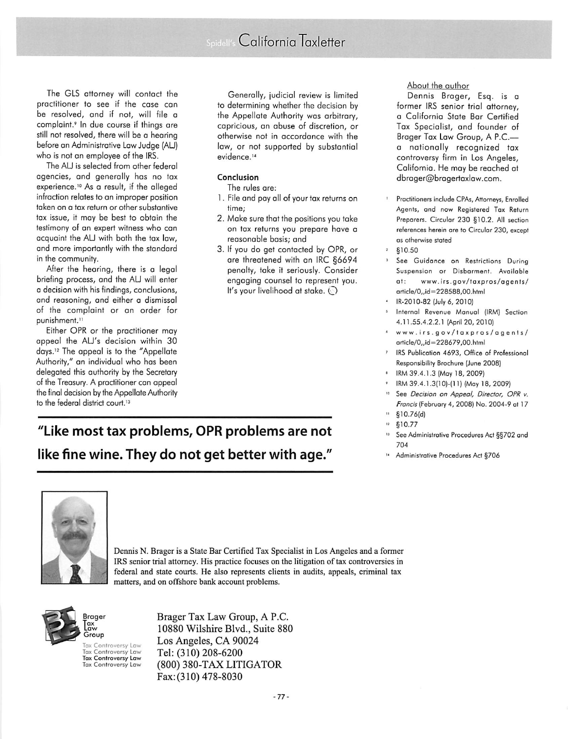The GLS attorney will contact the practitioner to see if the case can be resolved, and if not, will file a complaint.[9] In due course if things are still not resolved, there will be a hearing before an Administrative Law Judge (ALJ) who is not an employee of the IRS.

The ALJ is selected from other federal agencies, and generally has no tax experience.[10] As a result, if the alleged infraction relates to an improper position taken on a tax return or other substantive tax issue, it may be best to obtain the testimony of an expert witness who can acquaint the ALJ with both the tax law, and more importantly with the standard in the community.

After the hearing, there is a legal briefing process, and the ALJ will enter a decision with his findings, conclusions, and reasoning, and either a dismissal of the complaint or an order for punishment.[11]

Either OPR or the practitioner may appeal the ALJ's decision within 30 days.[12] The appeal is to the "Appellate Authority," an individual who has been delegated this authority by the Secretary of the Treasury. A practitioner can appeal the final decision by the Appellate Authority to the federal district court.[13]

Generally, judicial review is limited to determining whether the decision by the Appellate Authority was arbitrary, capricious, an abuse of discretion, or otherwise not in accordance with the law, or not supported by substantial evidence.[14]

### Conclusion

The rules are:

1. File and pay all of your tax returns on time;
2. Make sure that the positions you take on tax returns you prepare have a reasonable basis; and
3. If you do get contacted by OPR, or are threatened with an IRC §6694 penalty, take it seriously. Consider engaging counsel to represent you. It's your livelihood at stake.

**"Like most tax problems, OPR problems are not like fine wine. They do not get better with age."**

About the author

Dennis Brager, Esq. is a former IRS senior trial attorney, a California State Bar Certified Tax Specialist, and founder of Brager Tax Law Group, A P.C.— a nationally recognized tax controversy firm in Los Angeles, California. He may be reached at dbrager@bragertaxlaw.com.

1. Practitioners include CPAs, Attorneys, Enrolled Agents, and now Registered Tax Return Preparers. Circular 230 §10.2. All section references herein are to Circular 230, except as otherwise stated
2. §10.50
3. See Guidance on Restrictions During Suspension or Disbarment. Available at: www.irs.gov/taxpros/agents/article/0,,id=228588,00.html
4. IR-2010-82 (July 6, 2010)
5. Internal Revenue Manual (IRM) Section 4.11.55.4.2.2.1 (April 20, 2010)
6. www.irs.gov/taxpros/agents/article/0,,id=228679,00.html
7. IRS Publication 4693, Office of Professional Responsibility Brochure (June 2008)
8. IRM 39.4.1.3 (May 18, 2009)
9. IRM 39.4.1.3(10)-(11) (May 18, 2009)
10. See *Decision on Appeal, Director, OPR v. Francis* (February 4, 2008) No. 2004-9 at 17
11. §10.76(d)
12. §10.77
13. See Administrative Procedures Act §§702 and 704
14. Administrative Procedures Act §706

Dennis N. Brager is a State Bar Certified Tax Specialist in Los Angeles and a former IRS senior trial attorney. His practice focuses on the litigation of tax controversies in federal and state courts. He also represents clients in audits, appeals, criminal tax matters, and on offshore bank account problems.

Brager Tax Law Group
Tax Controversy Law

Brager Tax Law Group, A P.C.
10880 Wilshire Blvd., Suite 880
Los Angeles, CA 90024
Tel: (310) 208-6200
(800) 380-TAX LITIGATOR
Fax: (310) 478-8030